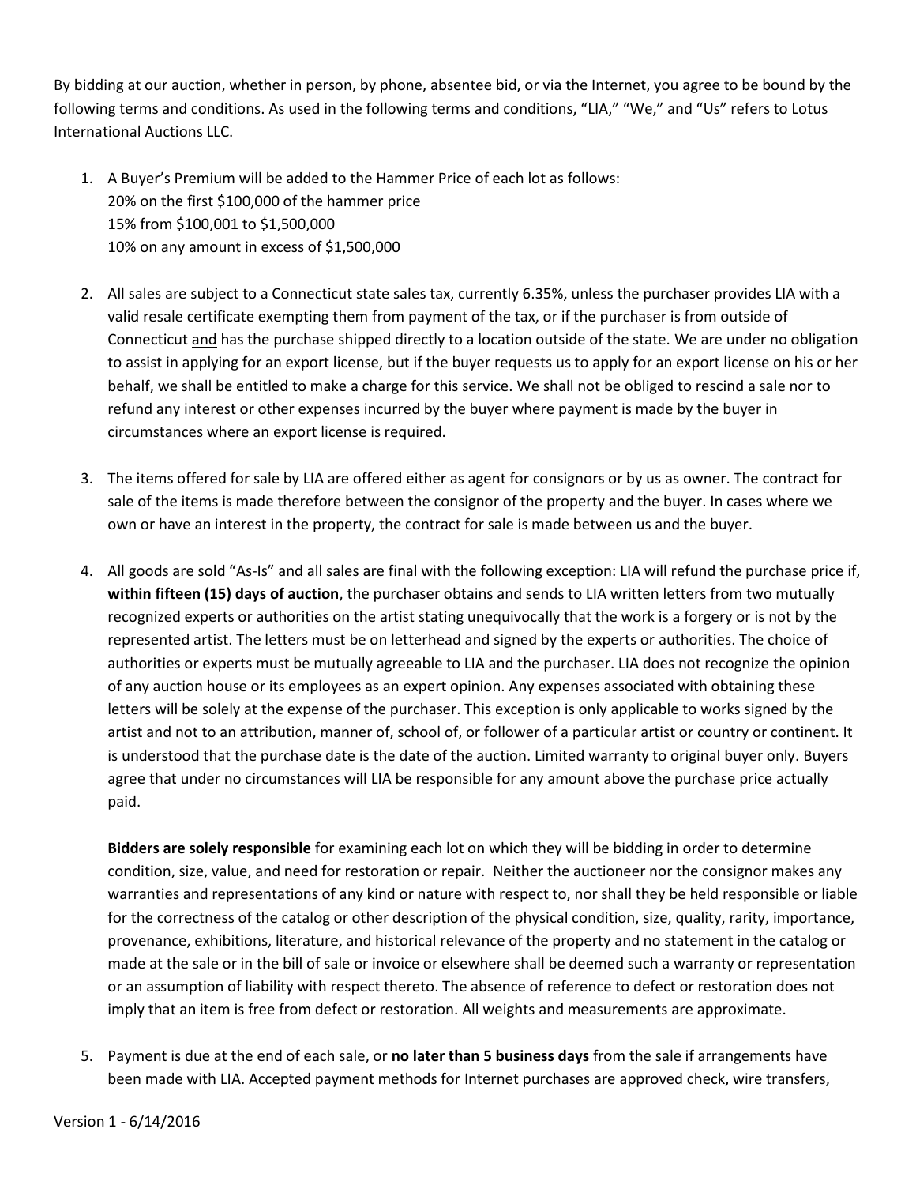By bidding at our auction, whether in person, by phone, absentee bid, or via the Internet, you agree to be bound by the following terms and conditions. As used in the following terms and conditions, "LIA," "We," and "Us" refers to Lotus International Auctions LLC.

1. A Buyer's Premium will be added to the Hammer Price of each lot as follows:
   20% on the first $100,000 of the hammer price
   15% from $100,001 to $1,500,000
   10% on any amount in excess of $1,500,000

2. All sales are subject to a Connecticut state sales tax, currently 6.35%, unless the purchaser provides LIA with a valid resale certificate exempting them from payment of the tax, or if the purchaser is from outside of Connecticut and has the purchase shipped directly to a location outside of the state. We are under no obligation to assist in applying for an export license, but if the buyer requests us to apply for an export license on his or her behalf, we shall be entitled to make a charge for this service. We shall not be obliged to rescind a sale nor to refund any interest or other expenses incurred by the buyer where payment is made by the buyer in circumstances where an export license is required.

3. The items offered for sale by LIA are offered either as agent for consignors or by us as owner. The contract for sale of the items is made therefore between the consignor of the property and the buyer. In cases where we own or have an interest in the property, the contract for sale is made between us and the buyer.

4. All goods are sold "As-Is" and all sales are final with the following exception: LIA will refund the purchase price if, **within fifteen (15) days of auction**, the purchaser obtains and sends to LIA written letters from two mutually recognized experts or authorities on the artist stating unequivocally that the work is a forgery or is not by the represented artist. The letters must be on letterhead and signed by the experts or authorities. The choice of authorities or experts must be mutually agreeable to LIA and the purchaser. LIA does not recognize the opinion of any auction house or its employees as an expert opinion. Any expenses associated with obtaining these letters will be solely at the expense of the purchaser. This exception is only applicable to works signed by the artist and not to an attribution, manner of, school of, or follower of a particular artist or country or continent. It is understood that the purchase date is the date of the auction. Limited warranty to original buyer only. Buyers agree that under no circumstances will LIA be responsible for any amount above the purchase price actually paid.

   **Bidders are solely responsible** for examining each lot on which they will be bidding in order to determine condition, size, value, and need for restoration or repair. Neither the auctioneer nor the consignor makes any warranties and representations of any kind or nature with respect to, nor shall they be held responsible or liable for the correctness of the catalog or other description of the physical condition, size, quality, rarity, importance, provenance, exhibitions, literature, and historical relevance of the property and no statement in the catalog or made at the sale or in the bill of sale or invoice or elsewhere shall be deemed such a warranty or representation or an assumption of liability with respect thereto. The absence of reference to defect or restoration does not imply that an item is free from defect or restoration. All weights and measurements are approximate.

5. Payment is due at the end of each sale, or **no later than 5 business days** from the sale if arrangements have been made with LIA. Accepted payment methods for Internet purchases are approved check, wire transfers,

Version 1 - 6/14/2016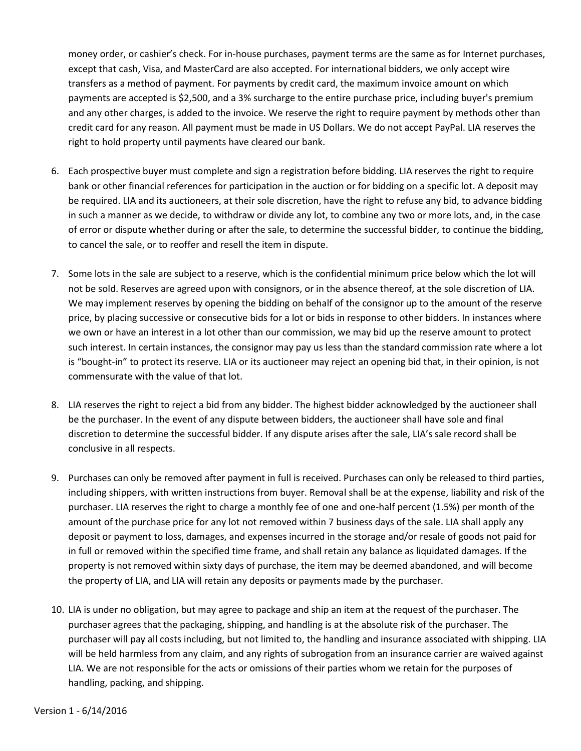money order, or cashier's check. For in-house purchases, payment terms are the same as for Internet purchases, except that cash, Visa, and MasterCard are also accepted. For international bidders, we only accept wire transfers as a method of payment. For payments by credit card, the maximum invoice amount on which payments are accepted is $2,500, and a 3% surcharge to the entire purchase price, including buyer's premium and any other charges, is added to the invoice. We reserve the right to require payment by methods other than credit card for any reason. All payment must be made in US Dollars. We do not accept PayPal. LIA reserves the right to hold property until payments have cleared our bank.

6. Each prospective buyer must complete and sign a registration before bidding. LIA reserves the right to require bank or other financial references for participation in the auction or for bidding on a specific lot. A deposit may be required. LIA and its auctioneers, at their sole discretion, have the right to refuse any bid, to advance bidding in such a manner as we decide, to withdraw or divide any lot, to combine any two or more lots, and, in the case of error or dispute whether during or after the sale, to determine the successful bidder, to continue the bidding, to cancel the sale, or to reoffer and resell the item in dispute.

7. Some lots in the sale are subject to a reserve, which is the confidential minimum price below which the lot will not be sold. Reserves are agreed upon with consignors, or in the absence thereof, at the sole discretion of LIA. We may implement reserves by opening the bidding on behalf of the consignor up to the amount of the reserve price, by placing successive or consecutive bids for a lot or bids in response to other bidders. In instances where we own or have an interest in a lot other than our commission, we may bid up the reserve amount to protect such interest. In certain instances, the consignor may pay us less than the standard commission rate where a lot is "bought-in" to protect its reserve. LIA or its auctioneer may reject an opening bid that, in their opinion, is not commensurate with the value of that lot.

8. LIA reserves the right to reject a bid from any bidder. The highest bidder acknowledged by the auctioneer shall be the purchaser. In the event of any dispute between bidders, the auctioneer shall have sole and final discretion to determine the successful bidder. If any dispute arises after the sale, LIA's sale record shall be conclusive in all respects.

9. Purchases can only be removed after payment in full is received. Purchases can only be released to third parties, including shippers, with written instructions from buyer. Removal shall be at the expense, liability and risk of the purchaser. LIA reserves the right to charge a monthly fee of one and one-half percent (1.5%) per month of the amount of the purchase price for any lot not removed within 7 business days of the sale. LIA shall apply any deposit or payment to loss, damages, and expenses incurred in the storage and/or resale of goods not paid for in full or removed within the specified time frame, and shall retain any balance as liquidated damages. If the property is not removed within sixty days of purchase, the item may be deemed abandoned, and will become the property of LIA, and LIA will retain any deposits or payments made by the purchaser.

10. LIA is under no obligation, but may agree to package and ship an item at the request of the purchaser. The purchaser agrees that the packaging, shipping, and handling is at the absolute risk of the purchaser. The purchaser will pay all costs including, but not limited to, the handling and insurance associated with shipping. LIA will be held harmless from any claim, and any rights of subrogation from an insurance carrier are waived against LIA. We are not responsible for the acts or omissions of their parties whom we retain for the purposes of handling, packing, and shipping.

Version 1 - 6/14/2016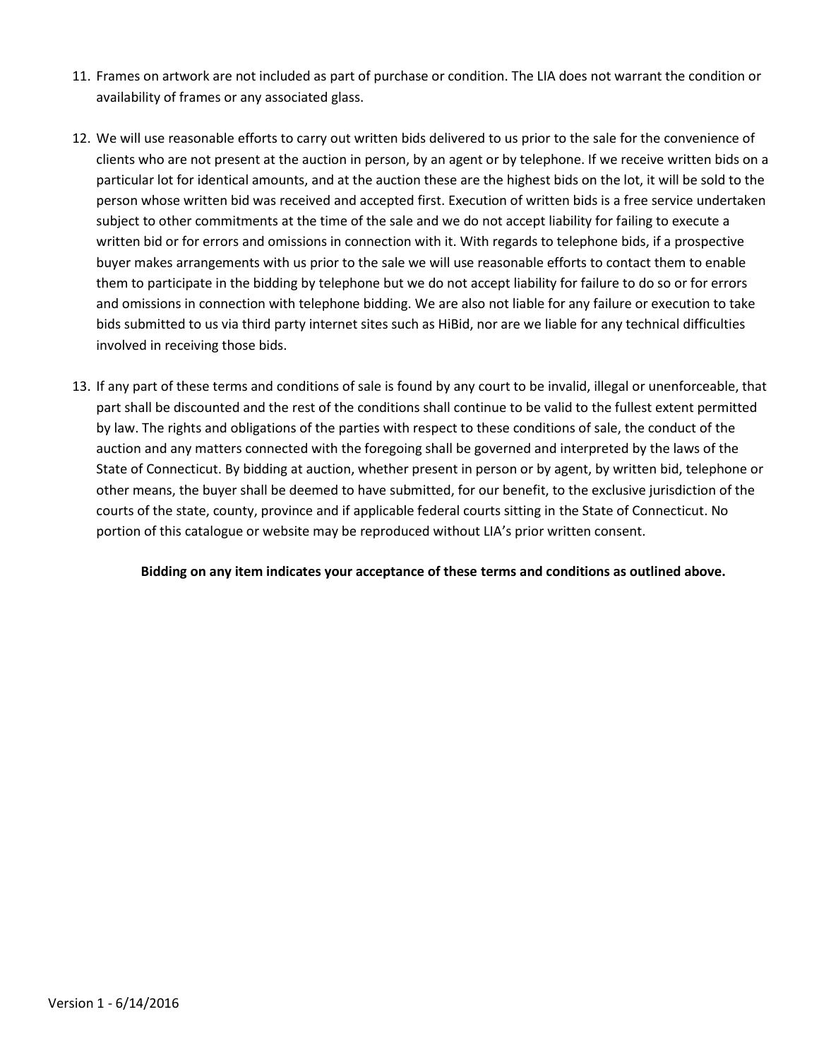11. Frames on artwork are not included as part of purchase or condition. The LIA does not warrant the condition or availability of frames or any associated glass.

12. We will use reasonable efforts to carry out written bids delivered to us prior to the sale for the convenience of clients who are not present at the auction in person, by an agent or by telephone. If we receive written bids on a particular lot for identical amounts, and at the auction these are the highest bids on the lot, it will be sold to the person whose written bid was received and accepted first. Execution of written bids is a free service undertaken subject to other commitments at the time of the sale and we do not accept liability for failing to execute a written bid or for errors and omissions in connection with it. With regards to telephone bids, if a prospective buyer makes arrangements with us prior to the sale we will use reasonable efforts to contact them to enable them to participate in the bidding by telephone but we do not accept liability for failure to do so or for errors and omissions in connection with telephone bidding. We are also not liable for any failure or execution to take bids submitted to us via third party internet sites such as HiBid, nor are we liable for any technical difficulties involved in receiving those bids.

13. If any part of these terms and conditions of sale is found by any court to be invalid, illegal or unenforceable, that part shall be discounted and the rest of the conditions shall continue to be valid to the fullest extent permitted by law. The rights and obligations of the parties with respect to these conditions of sale, the conduct of the auction and any matters connected with the foregoing shall be governed and interpreted by the laws of the State of Connecticut. By bidding at auction, whether present in person or by agent, by written bid, telephone or other means, the buyer shall be deemed to have submitted, for our benefit, to the exclusive jurisdiction of the courts of the state, county, province and if applicable federal courts sitting in the State of Connecticut. No portion of this catalogue or website may be reproduced without LIA's prior written consent.

**Bidding on any item indicates your acceptance of these terms and conditions as outlined above.**

Version 1 - 6/14/2016